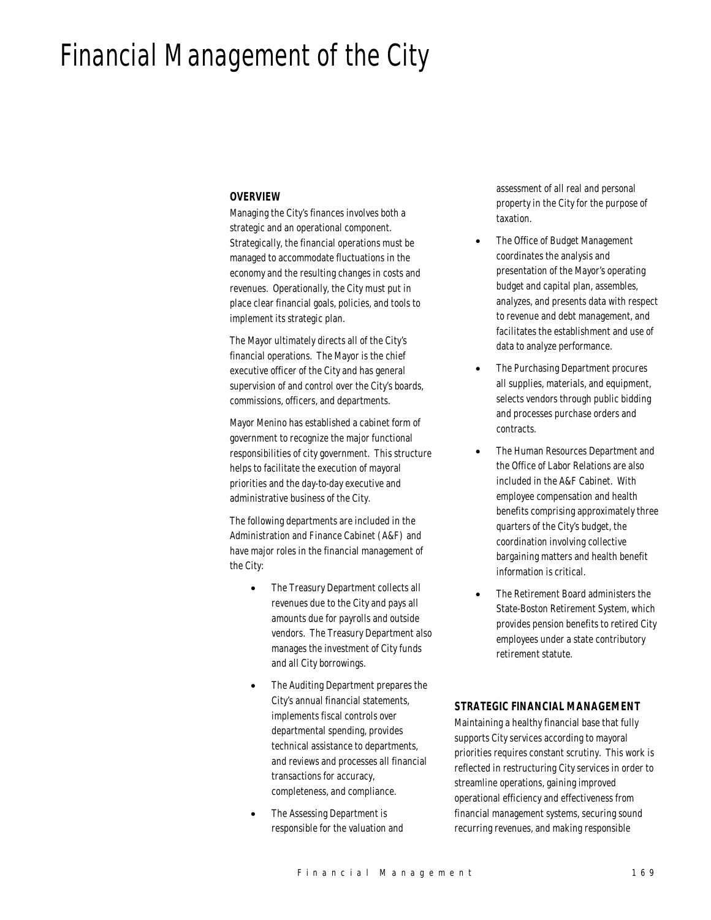# Financial Management of the City

## OVERVIEW

Managing the City's finances involves both a strategic and an operational component. Strategically, the financial operations must be managed to accommodate fluctuations in the economy and the resulting changes in costs and revenues. Operationally, the City must put in place clear financial goals, policies, and tools to implement its strategic plan.

The Mayor ultimately directs all of the City's financial operations. The Mayor is the chief executive officer of the City and has general supervision of and control over the City's boards, commissions, officers, and departments.

Mayor Menino has established a cabinet form of government to recognize the major functional responsibilities of city government. This structure helps to facilitate the execution of mayoral priorities and the day-to-day executive and administrative business of the City.

The following departments are included in the Administration and Finance Cabinet (A&F) and have major roles in the financial management of the City:

- The Treasury Department collects all revenues due to the City and pays all amounts due for payrolls and outside vendors. The Treasury Department also manages the investment of City funds and all City borrowings.
- The Auditing Department prepares the City's annual financial statements, implements fiscal controls over departmental spending, provides technical assistance to departments, and reviews and processes all financial transactions for accuracy, completeness, and compliance.
- The Assessing Department is responsible for the valuation and assessment of all real and personal property in the City for the purpose of taxation.
- The Office of Budget Management coordinates the analysis and presentation of the Mayor's operating budget and capital plan, assembles, analyzes, and presents data with respect to revenue and debt management, and facilitates the establishment and use of data to analyze performance.
- The Purchasing Department procures all supplies, materials, and equipment, selects vendors through public bidding and processes purchase orders and contracts.
- The Human Resources Department and the Office of Labor Relations are also included in the A&F Cabinet. With employee compensation and health benefits comprising approximately three quarters of the City's budget, the coordination involving collective bargaining matters and health benefit information is critical.
- The Retirement Board administers the State-Boston Retirement System, which provides pension benefits to retired City employees under a state contributory retirement statute.

## STRATEGIC FINANCIAL MANAGEMENT

Maintaining a healthy financial base that fully supports City services according to mayoral priorities requires constant scrutiny. This work is reflected in restructuring City services in order to streamline operations, gaining improved operational efficiency and effectiveness from financial management systems, securing sound recurring revenues, and making responsible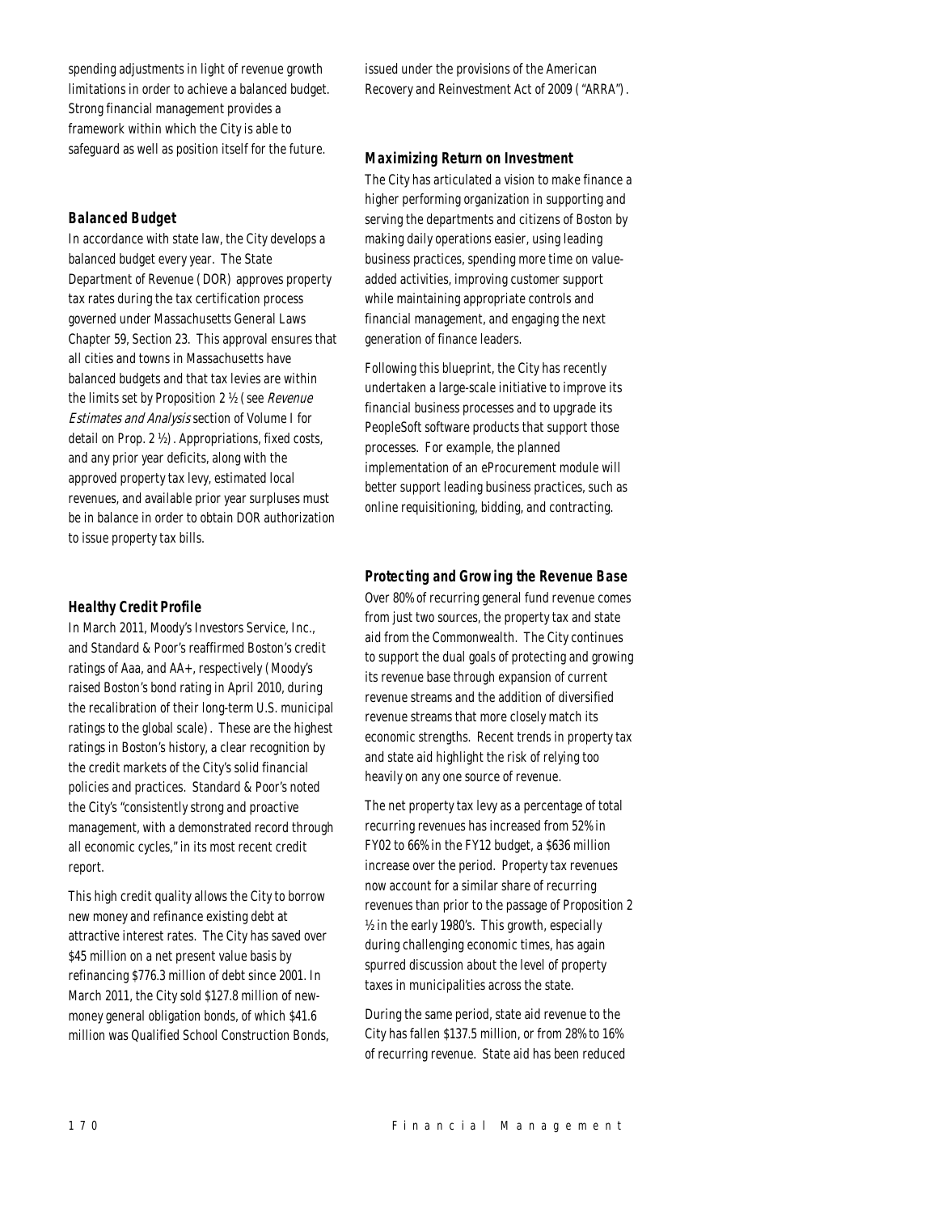spending adjustments in light of revenue growth limitations in order to achieve a balanced budget. Strong financial management provides a framework within which the City is able to safeguard as well as position itself for the future.

### Balanced Budget

In accordance with state law, the City develops a balanced budget every year. The State Department of Revenue (DOR) approves property tax rates during the tax certification process governed under Massachusetts General Laws Chapter 59, Section 23. This approval ensures that all cities and towns in Massachusetts have balanced budgets and that tax levies are within the limits set by Proposition 2 ½ (see *Revenue Estimates and Analysis* section of Volume I for detail on Prop. 2 ½). Appropriations, fixed costs, and any prior year deficits, along with the approved property tax levy, estimated local revenues, and available prior year surpluses must be in balance in order to obtain DOR authorization to issue property tax bills.

### Healthy Credit Profile

In March 2011, Moody's Investors Service, Inc., and Standard & Poor's reaffirmed Boston's credit ratings of Aaa, and AA+, respectively (Moody's raised Boston's bond rating in April 2010, during the recalibration of their long-term U.S. municipal ratings to the global scale). These are the highest ratings in Boston's history, a clear recognition by the credit markets of the City's solid financial policies and practices. Standard & Poor's noted the City's "consistently strong and proactive management, with a demonstrated record through all economic cycles," in its most recent credit report.

This high credit quality allows the City to borrow new money and refinance existing debt at attractive interest rates. The City has saved over $45 million on a net present value basis by refinancing $776.3 million of debt since 2001. In March 2011, the City sold $127.8 million of new-money general obligation bonds, of which $41.6 million was Qualified School Construction Bonds, issued under the provisions of the American Recovery and Reinvestment Act of 2009 ("ARRA").

### Maximizing Return on Investment

The City has articulated a vision to make finance a higher performing organization in supporting and serving the departments and citizens of Boston by making daily operations easier, using leading business practices, spending more time on value-added activities, improving customer support while maintaining appropriate controls and financial management, and engaging the next generation of finance leaders.

Following this blueprint, the City has recently undertaken a large-scale initiative to improve its financial business processes and to upgrade its PeopleSoft software products that support those processes. For example, the planned implementation of an eProcurement module will better support leading business practices, such as online requisitioning, bidding, and contracting.

### Protecting and Growing the Revenue Base

Over 80% of recurring general fund revenue comes from just two sources, the property tax and state aid from the Commonwealth. The City continues to support the dual goals of protecting and growing its revenue base through expansion of current revenue streams and the addition of diversified revenue streams that more closely match its economic strengths. Recent trends in property tax and state aid highlight the risk of relying too heavily on any one source of revenue.

The net property tax levy as a percentage of total recurring revenues has increased from 52% in FY02 to 66% in the FY12 budget, a $636 million increase over the period. Property tax revenues now account for a similar share of recurring revenues than prior to the passage of Proposition 2 ½ in the early 1980's. This growth, especially during challenging economic times, has again spurred discussion about the level of property taxes in municipalities across the state.

During the same period, state aid revenue to the City has fallen $137.5 million, or from 28% to 16% of recurring revenue. State aid has been reduced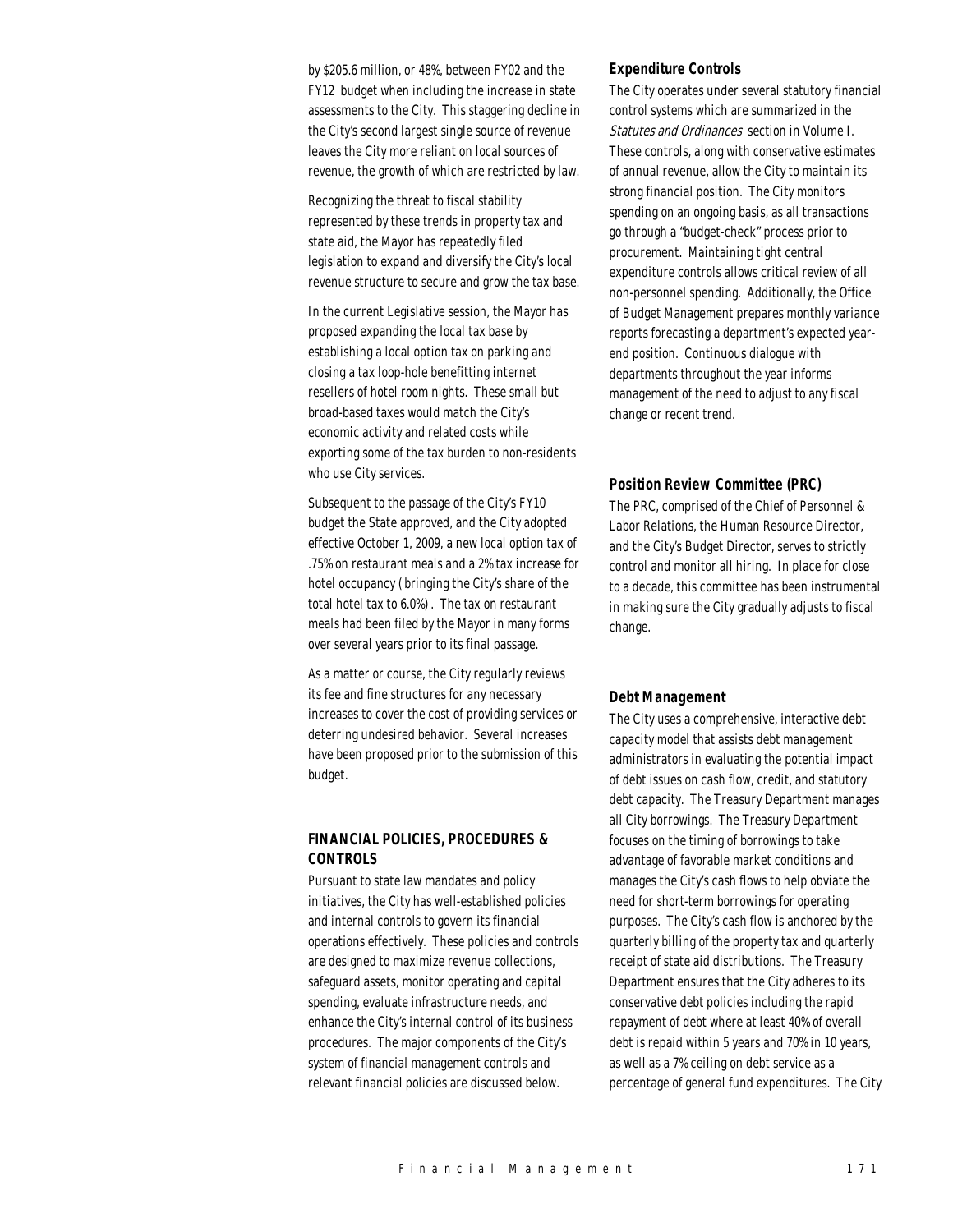by $205.6 million, or 48%, between FY02 and the FY12 budget when including the increase in state assessments to the City. This staggering decline in the City's second largest single source of revenue leaves the City more reliant on local sources of revenue, the growth of which are restricted by law.

Recognizing the threat to fiscal stability represented by these trends in property tax and state aid, the Mayor has repeatedly filed legislation to expand and diversify the City's local revenue structure to secure and grow the tax base.

In the current Legislative session, the Mayor has proposed expanding the local tax base by establishing a local option tax on parking and closing a tax loop-hole benefitting internet resellers of hotel room nights. These small but broad-based taxes would match the City's economic activity and related costs while exporting some of the tax burden to non-residents who use City services.

Subsequent to the passage of the City's FY10 budget the State approved, and the City adopted effective October 1, 2009, a new local option tax of .75% on restaurant meals and a 2% tax increase for hotel occupancy (bringing the City's share of the total hotel tax to 6.0%). The tax on restaurant meals had been filed by the Mayor in many forms over several years prior to its final passage.

As a matter or course, the City regularly reviews its fee and fine structures for any necessary increases to cover the cost of providing services or deterring undesired behavior. Several increases have been proposed prior to the submission of this budget.

## FINANCIAL POLICIES, PROCEDURES & CONTROLS

Pursuant to state law mandates and policy initiatives, the City has well-established policies and internal controls to govern its financial operations effectively. These policies and controls are designed to maximize revenue collections, safeguard assets, monitor operating and capital spending, evaluate infrastructure needs, and enhance the City's internal control of its business procedures. The major components of the City's system of financial management controls and relevant financial policies are discussed below.

### Expenditure Controls

The City operates under several statutory financial control systems which are summarized in the *Statutes and Ordinances* section in Volume I. These controls, along with conservative estimates of annual revenue, allow the City to maintain its strong financial position. The City monitors spending on an ongoing basis, as all transactions go through a "budget-check" process prior to procurement. Maintaining tight central expenditure controls allows critical review of all non-personnel spending. Additionally, the Office of Budget Management prepares monthly variance reports forecasting a department's expected year-end position. Continuous dialogue with departments throughout the year informs management of the need to adjust to any fiscal change or recent trend.

### Position Review Committee (PRC)

The PRC, comprised of the Chief of Personnel & Labor Relations, the Human Resource Director, and the City's Budget Director, serves to strictly control and monitor all hiring. In place for close to a decade, this committee has been instrumental in making sure the City gradually adjusts to fiscal change.

### Debt Management

The City uses a comprehensive, interactive debt capacity model that assists debt management administrators in evaluating the potential impact of debt issues on cash flow, credit, and statutory debt capacity. The Treasury Department manages all City borrowings. The Treasury Department focuses on the timing of borrowings to take advantage of favorable market conditions and manages the City's cash flows to help obviate the need for short-term borrowings for operating purposes. The City's cash flow is anchored by the quarterly billing of the property tax and quarterly receipt of state aid distributions. The Treasury Department ensures that the City adheres to its conservative debt policies including the rapid repayment of debt where at least 40% of overall debt is repaid within 5 years and 70% in 10 years, as well as a 7% ceiling on debt service as a percentage of general fund expenditures. The City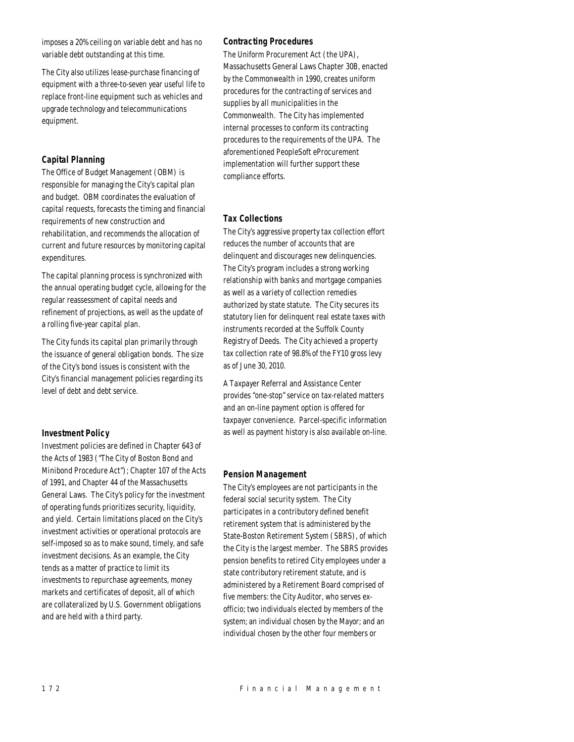imposes a 20% ceiling on variable debt and has no variable debt outstanding at this time.

The City also utilizes lease-purchase financing of equipment with a three-to-seven year useful life to replace front-line equipment such as vehicles and upgrade technology and telecommunications equipment.

### Capital Planning

The Office of Budget Management (OBM) is responsible for managing the City's capital plan and budget. OBM coordinates the evaluation of capital requests, forecasts the timing and financial requirements of new construction and rehabilitation, and recommends the allocation of current and future resources by monitoring capital expenditures.

The capital planning process is synchronized with the annual operating budget cycle, allowing for the regular reassessment of capital needs and refinement of projections, as well as the update of a rolling five-year capital plan.

The City funds its capital plan primarily through the issuance of general obligation bonds. The size of the City's bond issues is consistent with the City's financial management policies regarding its level of debt and debt service.

### Investment Policy

Investment policies are defined in Chapter 643 of the Acts of 1983 ("The City of Boston Bond and Minibond Procedure Act"); Chapter 107 of the Acts of 1991, and Chapter 44 of the Massachusetts General Laws. The City's policy for the investment of operating funds prioritizes security, liquidity, and yield. Certain limitations placed on the City's investment activities or operational protocols are self-imposed so as to make sound, timely, and safe investment decisions. As an example, the City tends as a matter of practice to limit its investments to repurchase agreements, money markets and certificates of deposit, all of which are collateralized by U.S. Government obligations and are held with a third party.

### Contracting Procedures

The Uniform Procurement Act (the UPA), Massachusetts General Laws Chapter 30B, enacted by the Commonwealth in 1990, creates uniform procedures for the contracting of services and supplies by all municipalities in the Commonwealth. The City has implemented internal processes to conform its contracting procedures to the requirements of the UPA. The aforementioned PeopleSoft eProcurement implementation will further support these compliance efforts.

### Tax Collections

The City's aggressive property tax collection effort reduces the number of accounts that are delinquent and discourages new delinquencies. The City's program includes a strong working relationship with banks and mortgage companies as well as a variety of collection remedies authorized by state statute. The City secures its statutory lien for delinquent real estate taxes with instruments recorded at the Suffolk County Registry of Deeds. The City achieved a property tax collection rate of 98.8% of the FY10 gross levy as of June 30, 2010.

A Taxpayer Referral and Assistance Center provides "one-stop" service on tax-related matters and an on-line payment option is offered for taxpayer convenience. Parcel-specific information as well as payment history is also available on-line.

### Pension Management

The City's employees are not participants in the federal social security system. The City participates in a contributory defined benefit retirement system that is administered by the State-Boston Retirement System (SBRS), of which the City is the largest member. The SBRS provides pension benefits to retired City employees under a state contributory retirement statute, and is administered by a Retirement Board comprised of five members: the City Auditor, who serves ex-officio; two individuals elected by members of the system; an individual chosen by the Mayor; and an individual chosen by the other four members or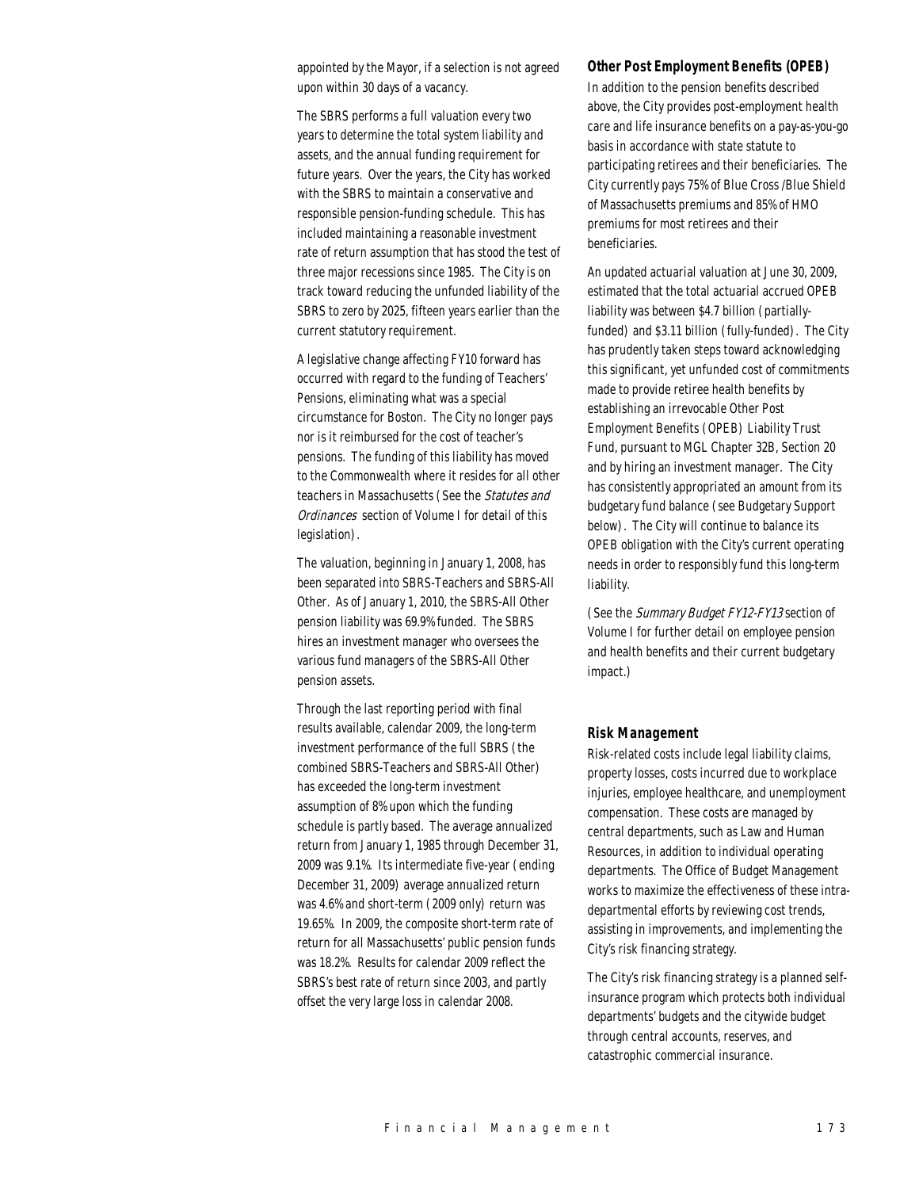appointed by the Mayor, if a selection is not agreed upon within 30 days of a vacancy.

The SBRS performs a full valuation every two years to determine the total system liability and assets, and the annual funding requirement for future years. Over the years, the City has worked with the SBRS to maintain a conservative and responsible pension-funding schedule. This has included maintaining a reasonable investment rate of return assumption that has stood the test of three major recessions since 1985. The City is on track toward reducing the unfunded liability of the SBRS to zero by 2025, fifteen years earlier than the current statutory requirement.

A legislative change affecting FY10 forward has occurred with regard to the funding of Teachers' Pensions, eliminating what was a special circumstance for Boston. The City no longer pays nor is it reimbursed for the cost of teacher's pensions. The funding of this liability has moved to the Commonwealth where it resides for all other teachers in Massachusetts (See the *Statutes and Ordinances* section of Volume I for detail of this legislation).

The valuation, beginning in January 1, 2008, has been separated into SBRS-Teachers and SBRS-All Other. As of January 1, 2010, the SBRS-All Other pension liability was 69.9% funded. The SBRS hires an investment manager who oversees the various fund managers of the SBRS-All Other pension assets.

Through the last reporting period with final results available, calendar 2009, the long-term investment performance of the full SBRS (the combined SBRS-Teachers and SBRS-All Other) has exceeded the long-term investment assumption of 8% upon which the funding schedule is partly based. The average annualized return from January 1, 1985 through December 31, 2009 was 9.1%. Its intermediate five-year (ending December 31, 2009) average annualized return was 4.6% and short-term (2009 only) return was 19.65%. In 2009, the composite short-term rate of return for all Massachusetts' public pension funds was 18.2%. Results for calendar 2009 reflect the SBRS's best rate of return since 2003, and partly offset the very large loss in calendar 2008.

### Other Post Employment Benefits (OPEB)

In addition to the pension benefits described above, the City provides post-employment health care and life insurance benefits on a pay-as-you-go basis in accordance with state statute to participating retirees and their beneficiaries. The City currently pays 75% of Blue Cross /Blue Shield of Massachusetts premiums and 85% of HMO premiums for most retirees and their beneficiaries.

An updated actuarial valuation at June 30, 2009, estimated that the total actuarial accrued OPEB liability was between $4.7 billion (partially-funded) and $3.11 billion (fully-funded). The City has prudently taken steps toward acknowledging this significant, yet unfunded cost of commitments made to provide retiree health benefits by establishing an irrevocable Other Post Employment Benefits (OPEB) Liability Trust Fund, pursuant to MGL Chapter 32B, Section 20 and by hiring an investment manager. The City has consistently appropriated an amount from its budgetary fund balance (see Budgetary Support below). The City will continue to balance its OPEB obligation with the City's current operating needs in order to responsibly fund this long-term liability.

(See the *Summary Budget FY12-FY13* section of Volume I for further detail on employee pension and health benefits and their current budgetary impact.)

### Risk Management

Risk-related costs include legal liability claims, property losses, costs incurred due to workplace injuries, employee healthcare, and unemployment compensation. These costs are managed by central departments, such as Law and Human Resources, in addition to individual operating departments. The Office of Budget Management works to maximize the effectiveness of these intra-departmental efforts by reviewing cost trends, assisting in improvements, and implementing the City's risk financing strategy.

The City's risk financing strategy is a planned self-insurance program which protects both individual departments' budgets and the citywide budget through central accounts, reserves, and catastrophic commercial insurance.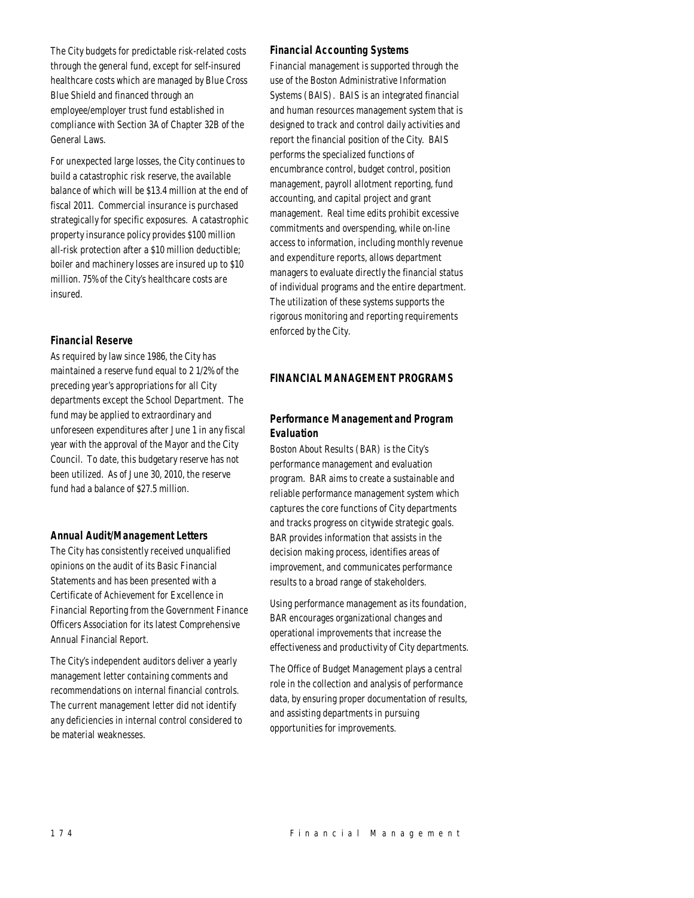The City budgets for predictable risk-related costs through the general fund, except for self-insured healthcare costs which are managed by Blue Cross Blue Shield and financed through an employee/employer trust fund established in compliance with Section 3A of Chapter 32B of the General Laws.

For unexpected large losses, the City continues to build a catastrophic risk reserve, the available balance of which will be $13.4 million at the end of fiscal 2011. Commercial insurance is purchased strategically for specific exposures. A catastrophic property insurance policy provides $100 million all-risk protection after a $10 million deductible; boiler and machinery losses are insured up to $10 million. 75% of the City's healthcare costs are insured.

### Financial Reserve

As required by law since 1986, the City has maintained a reserve fund equal to 2 1/2% of the preceding year's appropriations for all City departments except the School Department. The fund may be applied to extraordinary and unforeseen expenditures after June 1 in any fiscal year with the approval of the Mayor and the City Council. To date, this budgetary reserve has not been utilized. As of June 30, 2010, the reserve fund had a balance of $27.5 million.

### Annual Audit/Management Letters

The City has consistently received unqualified opinions on the audit of its Basic Financial Statements and has been presented with a Certificate of Achievement for Excellence in Financial Reporting from the Government Finance Officers Association for its latest Comprehensive Annual Financial Report.

The City's independent auditors deliver a yearly management letter containing comments and recommendations on internal financial controls. The current management letter did not identify any deficiencies in internal control considered to be material weaknesses.

### Financial Accounting Systems

Financial management is supported through the use of the Boston Administrative Information Systems (BAIS). BAIS is an integrated financial and human resources management system that is designed to track and control daily activities and report the financial position of the City. BAIS performs the specialized functions of encumbrance control, budget control, position management, payroll allotment reporting, fund accounting, and capital project and grant management. Real time edits prohibit excessive commitments and overspending, while on-line access to information, including monthly revenue and expenditure reports, allows department managers to evaluate directly the financial status of individual programs and the entire department. The utilization of these systems supports the rigorous monitoring and reporting requirements enforced by the City.

## FINANCIAL MANAGEMENT PROGRAMS

### Performance Management and Program Evaluation

Boston About Results (BAR) is the City's performance management and evaluation program. BAR aims to create a sustainable and reliable performance management system which captures the core functions of City departments and tracks progress on citywide strategic goals. BAR provides information that assists in the decision making process, identifies areas of improvement, and communicates performance results to a broad range of stakeholders.

Using performance management as its foundation, BAR encourages organizational changes and operational improvements that increase the effectiveness and productivity of City departments.

The Office of Budget Management plays a central role in the collection and analysis of performance data, by ensuring proper documentation of results, and assisting departments in pursuing opportunities for improvements.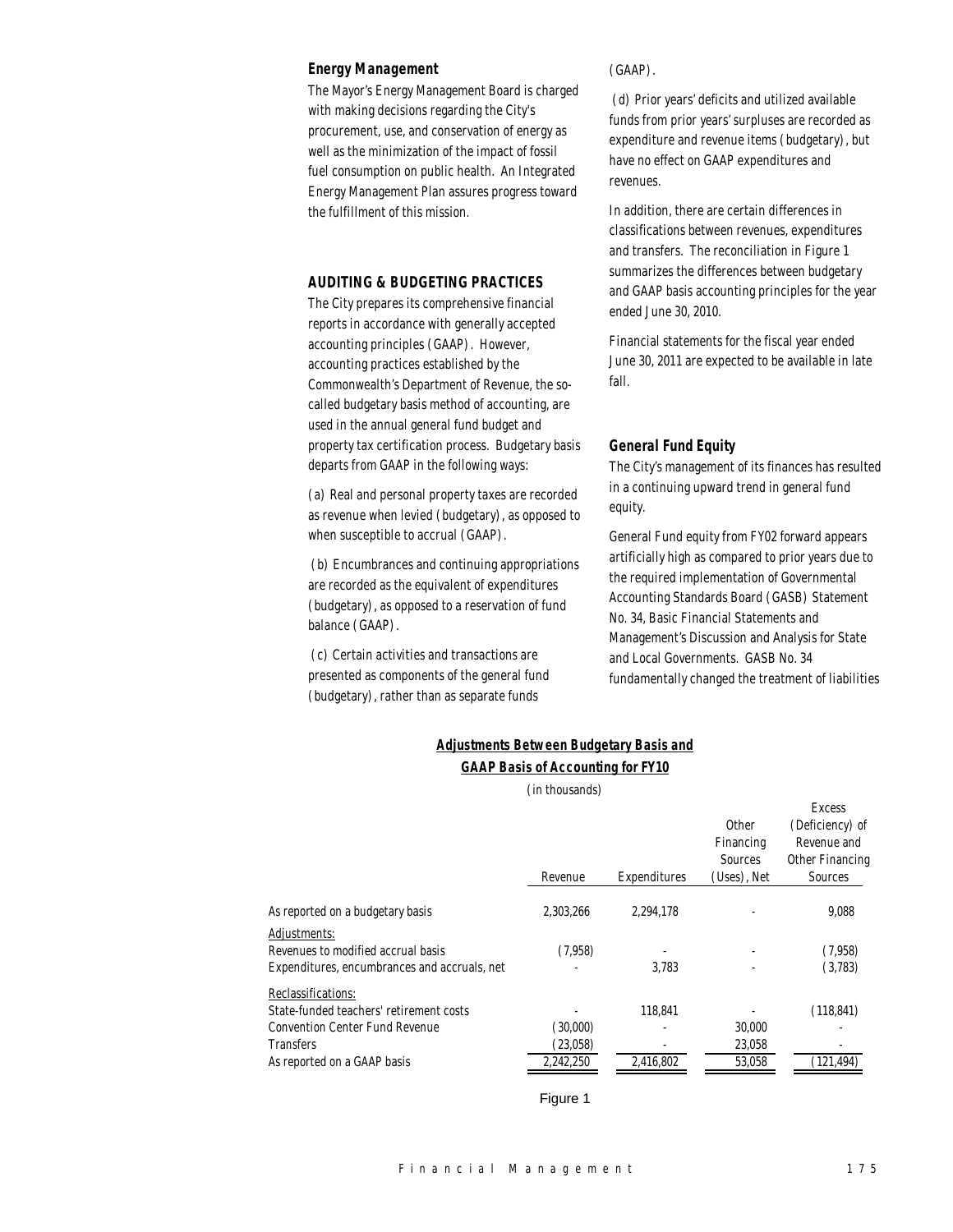### Energy Management

The Mayor's Energy Management Board is charged with making decisions regarding the City's procurement, use, and conservation of energy as well as the minimization of the impact of fossil fuel consumption on public health. An Integrated Energy Management Plan assures progress toward the fulfillment of this mission.

## AUDITING & BUDGETING PRACTICES

The City prepares its comprehensive financial reports in accordance with generally accepted accounting principles (GAAP). However, accounting practices established by the Commonwealth's Department of Revenue, the so-called budgetary basis method of accounting, are used in the annual general fund budget and property tax certification process. Budgetary basis departs from GAAP in the following ways:

(a) Real and personal property taxes are recorded as revenue when levied (budgetary), as opposed to when susceptible to accrual (GAAP).

(b) Encumbrances and continuing appropriations are recorded as the equivalent of expenditures (budgetary), as opposed to a reservation of fund balance (GAAP).

(c) Certain activities and transactions are presented as components of the general fund (budgetary), rather than as separate funds (GAAP).

(d) Prior years' deficits and utilized available funds from prior years' surpluses are recorded as expenditure and revenue items (budgetary), but have no effect on GAAP expenditures and revenues.

In addition, there are certain differences in classifications between revenues, expenditures and transfers. The reconciliation in Figure 1 summarizes the differences between budgetary and GAAP basis accounting principles for the year ended June 30, 2010.

Financial statements for the fiscal year ended June 30, 2011 are expected to be available in late fall.

### General Fund Equity

The City's management of its finances has resulted in a continuing upward trend in general fund equity.

General Fund equity from FY02 forward appears artificially high as compared to prior years due to the required implementation of Governmental Accounting Standards Board (GASB) Statement No. 34, Basic Financial Statements and Management's Discussion and Analysis for State and Local Governments. GASB No. 34 fundamentally changed the treatment of liabilities

**Adjustments Between Budgetary Basis and GAAP Basis of Accounting for FY10**

(in thousands)

| | Revenue | Expenditures | Other Financing Sources (Uses), Net | Excess (Deficiency) of Revenue and Other Financing Sources |
|---|---|---|---|---|
| As reported on a budgetary basis | 2,303,266 | 2,294,178 | - | 9,088 |
| Adjustments: | | | | |
| Revenues to modified accrual basis | (7,958) | - | - | (7,958) |
| Expenditures, encumbrances and accruals, net | - | 3,783 | - | (3,783) |
| Reclassifications: | | | | |
| State-funded teachers' retirement costs | - | 118,841 | - | (118,841) |
| Convention Center Fund Revenue | (30,000) | - | 30,000 | - |
| Transfers | (23,058) | - | 23,058 | - |
| As reported on a GAAP basis | 2,242,250 | 2,416,802 | 53,058 | (121,494) |

Figure 1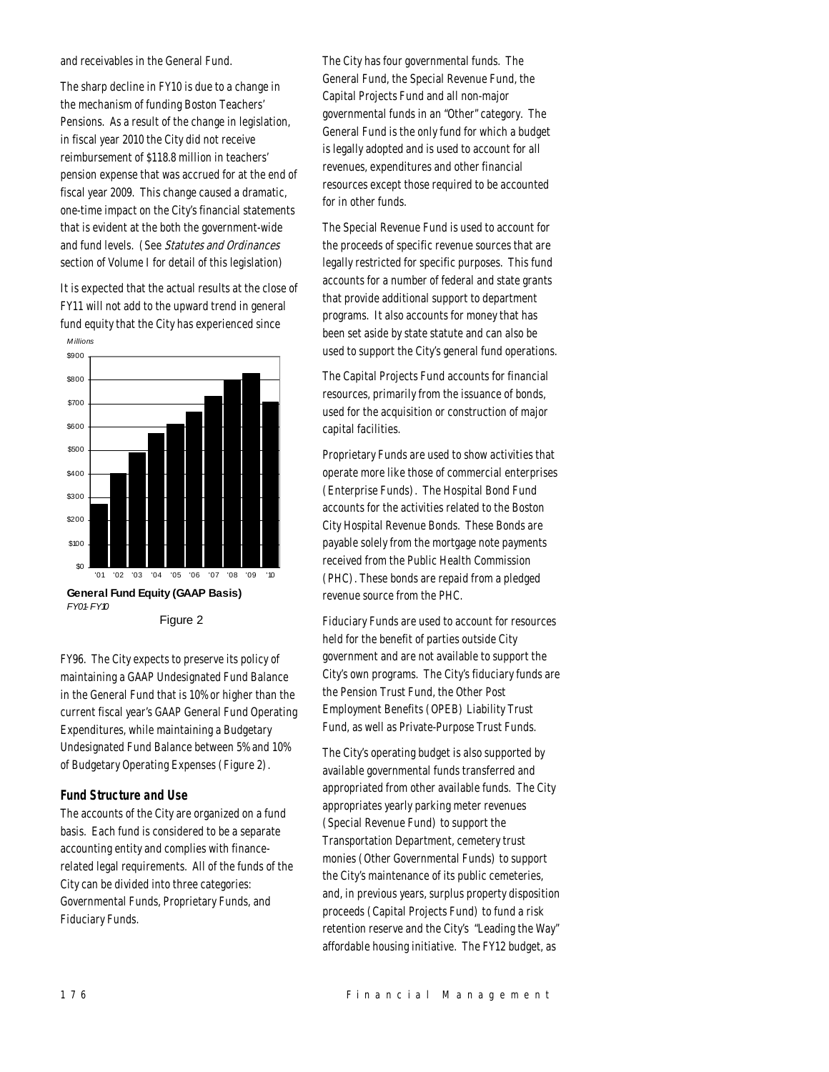and receivables in the General Fund.

The sharp decline in FY10 is due to a change in the mechanism of funding Boston Teachers' Pensions. As a result of the change in legislation, in fiscal year 2010 the City did not receive reimbursement of $118.8 million in teachers' pension expense that was accrued for at the end of fiscal year 2009. This change caused a dramatic, one-time impact on the City's financial statements that is evident at the both the government-wide and fund levels. (See *Statutes and Ordinances* section of Volume I for detail of this legislation)

It is expected that the actual results at the close of FY11 will not add to the upward trend in general fund equity that the City has experienced since FY96. The City expects to preserve its policy of maintaining a GAAP Undesignated Fund Balance in the General Fund that is 10% or higher than the current fiscal year's GAAP General Fund Operating Expenditures, while maintaining a Budgetary Undesignated Fund Balance between 5% and 10% of Budgetary Operating Expenses (Figure 2).

**General Fund Equity (GAAP Basis)**
*FY01-FY10*

Figure 2

### Fund Structure and Use

The accounts of the City are organized on a fund basis. Each fund is considered to be a separate accounting entity and complies with finance-related legal requirements. All of the funds of the City can be divided into three categories: Governmental Funds, Proprietary Funds, and Fiduciary Funds.

The City has four governmental funds. The General Fund, the Special Revenue Fund, the Capital Projects Fund and all non-major governmental funds in an "Other" category. The General Fund is the only fund for which a budget is legally adopted and is used to account for all revenues, expenditures and other financial resources except those required to be accounted for in other funds.

The Special Revenue Fund is used to account for the proceeds of specific revenue sources that are legally restricted for specific purposes. This fund accounts for a number of federal and state grants that provide additional support to department programs. It also accounts for money that has been set aside by state statute and can also be used to support the City's general fund operations.

The Capital Projects Fund accounts for financial resources, primarily from the issuance of bonds, used for the acquisition or construction of major capital facilities.

Proprietary Funds are used to show activities that operate more like those of commercial enterprises (Enterprise Funds). The Hospital Bond Fund accounts for the activities related to the Boston City Hospital Revenue Bonds. These Bonds are payable solely from the mortgage note payments received from the Public Health Commission (PHC). These bonds are repaid from a pledged revenue source from the PHC.

Fiduciary Funds are used to account for resources held for the benefit of parties outside City government and are not available to support the City's own programs. The City's fiduciary funds are the Pension Trust Fund, the Other Post Employment Benefits (OPEB) Liability Trust Fund, as well as Private-Purpose Trust Funds.

The City's operating budget is also supported by available governmental funds transferred and appropriated from other available funds. The City appropriates yearly parking meter revenues (Special Revenue Fund) to support the Transportation Department, cemetery trust monies (Other Governmental Funds) to support the City's maintenance of its public cemeteries, and, in previous years, surplus property disposition proceeds (Capital Projects Fund) to fund a risk retention reserve and the City's "Leading the Way" affordable housing initiative. The FY12 budget, as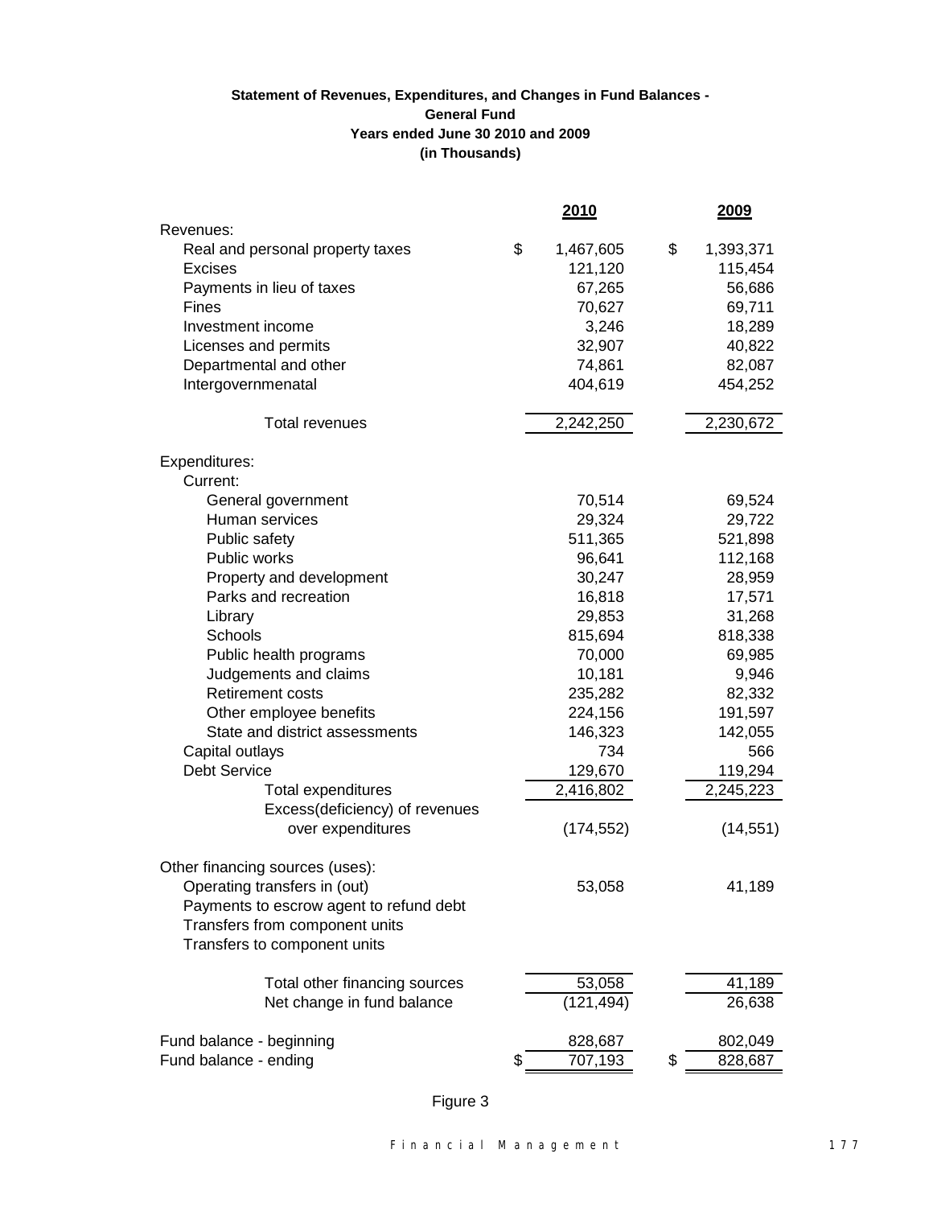**Statement of Revenues, Expenditures, and Changes in Fund Balances - General Fund Years ended June 30 2010 and 2009 (in Thousands)**

| | 2010 | 2009 |
|---|---|---|
| Revenues: | | |
| Real and personal property taxes | $ 1,467,605 | $ 1,393,371 |
| Excises | 121,120 | 115,454 |
| Payments in lieu of taxes | 67,265 | 56,686 |
| Fines | 70,627 | 69,711 |
| Investment income | 3,246 | 18,289 |
| Licenses and permits | 32,907 | 40,822 |
| Departmental and other | 74,861 | 82,087 |
| Intergovernmenatal | 404,619 | 454,252 |
| Total revenues | 2,242,250 | 2,230,672 |
| Expenditures: | | |
| Current: | | |
| General government | 70,514 | 69,524 |
| Human services | 29,324 | 29,722 |
| Public safety | 511,365 | 521,898 |
| Public works | 96,641 | 112,168 |
| Property and development | 30,247 | 28,959 |
| Parks and recreation | 16,818 | 17,571 |
| Library | 29,853 | 31,268 |
| Schools | 815,694 | 818,338 |
| Public health programs | 70,000 | 69,985 |
| Judgements and claims | 10,181 | 9,946 |
| Retirement costs | 235,282 | 82,332 |
| Other employee benefits | 224,156 | 191,597 |
| State and district assessments | 146,323 | 142,055 |
| Capital outlays | 734 | 566 |
| Debt Service | 129,670 | 119,294 |
| Total expenditures | 2,416,802 | 2,245,223 |
| Excess(deficiency) of revenues over expenditures | (174,552) | (14,551) |
| Other financing sources (uses): | | |
| Operating transfers in (out) | 53,058 | 41,189 |
| Payments to escrow agent to refund debt | | |
| Transfers from component units | | |
| Transfers to component units | | |
| Total other financing sources | 53,058 | 41,189 |
| Net change in fund balance | (121,494) | 26,638 |
| Fund balance - beginning | 828,687 | 802,049 |
| Fund balance - ending | $ 707,193 | $ 828,687 |

Figure 3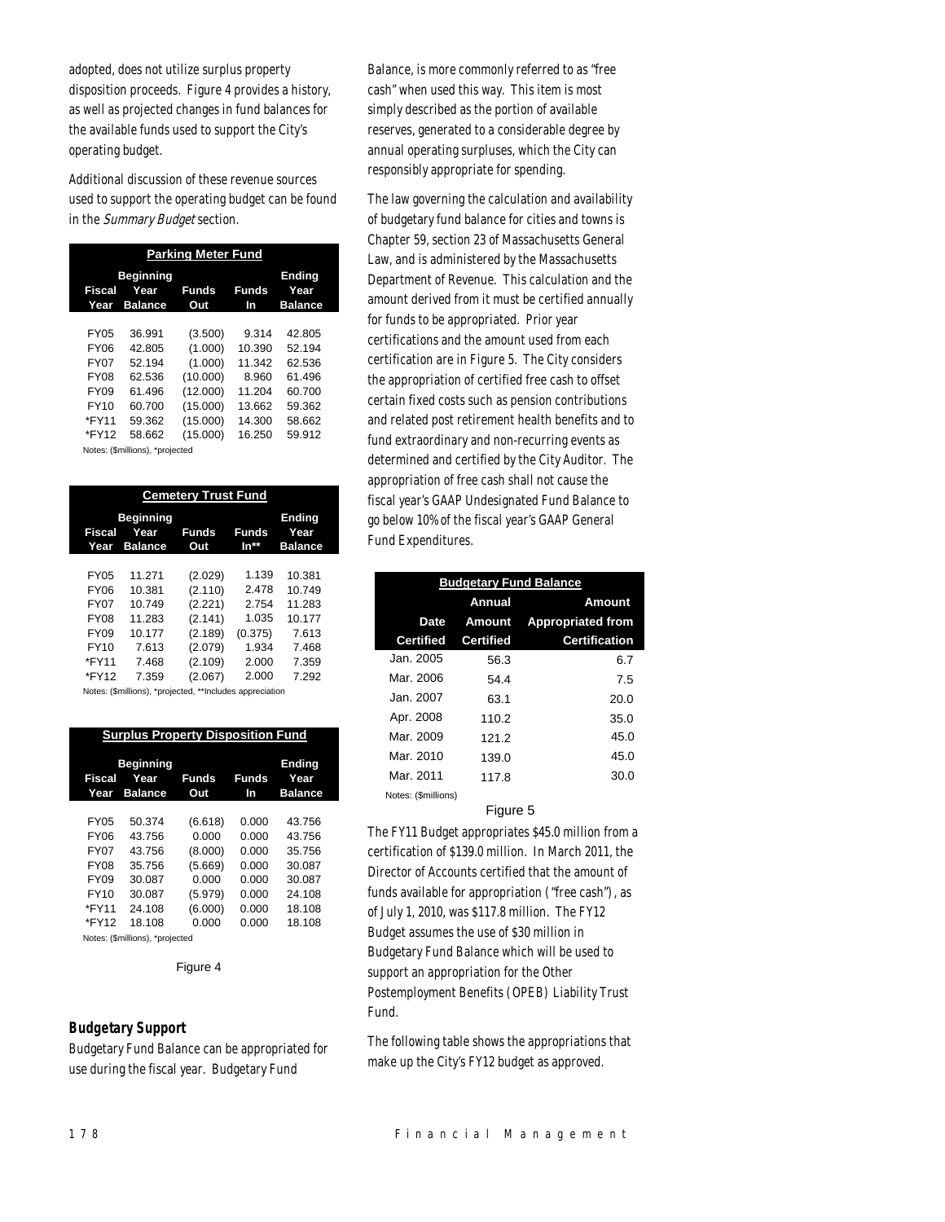adopted, does not utilize surplus property disposition proceeds. Figure 4 provides a history, as well as projected changes in fund balances for the available funds used to support the City's operating budget.

Additional discussion of these revenue sources used to support the operating budget can be found in the *Summary Budget* section.

**Parking Meter Fund**

| Fiscal Year | Beginning Year Balance | Funds Out | Funds In | Ending Year Balance |
|---|---|---|---|---|
| FY05 | 36.991 | (3.500) | 9.314 | 42.805 |
| FY06 | 42.805 | (1.000) | 10.390 | 52.194 |
| FY07 | 52.194 | (1.000) | 11.342 | 62.536 |
| FY08 | 62.536 | (10.000) | 8.960 | 61.496 |
| FY09 | 61.496 | (12.000) | 11.204 | 60.700 |
| FY10 | 60.700 | (15.000) | 13.662 | 59.362 |
| *FY11 | 59.362 | (15.000) | 14.300 | 58.662 |
| *FY12 | 58.662 | (15.000) | 16.250 | 59.912 |

Notes: ($millions), *projected

**Cemetery Trust Fund**

| Fiscal Year | Beginning Year Balance | Funds Out | Funds In** | Ending Year Balance |
|---|---|---|---|---|
| FY05 | 11.271 | (2.029) | 1.139 | 10.381 |
| FY06 | 10.381 | (2.110) | 2.478 | 10.749 |
| FY07 | 10.749 | (2.221) | 2.754 | 11.283 |
| FY08 | 11.283 | (2.141) | 1.035 | 10.177 |
| FY09 | 10.177 | (2.189) | (0.375) | 7.613 |
| FY10 | 7.613 | (2.079) | 1.934 | 7.468 |
| *FY11 | 7.468 | (2.109) | 2.000 | 7.359 |
| *FY12 | 7.359 | (2.067) | 2.000 | 7.292 |

Notes: ($millions), *projected, **Includes appreciation

**Surplus Property Disposition Fund**

| Fiscal Year | Beginning Year Balance | Funds Out | Funds In | Ending Year Balance |
|---|---|---|---|---|
| FY05 | 50.374 | (6.618) | 0.000 | 43.756 |
| FY06 | 43.756 | 0.000 | 0.000 | 43.756 |
| FY07 | 43.756 | (8.000) | 0.000 | 35.756 |
| FY08 | 35.756 | (5.669) | 0.000 | 30.087 |
| FY09 | 30.087 | 0.000 | 0.000 | 30.087 |
| FY10 | 30.087 | (5.979) | 0.000 | 24.108 |
| *FY11 | 24.108 | (6.000) | 0.000 | 18.108 |
| *FY12 | 18.108 | 0.000 | 0.000 | 18.108 |

Notes: ($millions), *projected

Figure 4

### Budgetary Support

Budgetary Fund Balance can be appropriated for use during the fiscal year. Budgetary Fund Balance, is more commonly referred to as "free cash" when used this way. This item is most simply described as the portion of available reserves, generated to a considerable degree by annual operating surpluses, which the City can responsibly appropriate for spending.

The law governing the calculation and availability of budgetary fund balance for cities and towns is Chapter 59, section 23 of Massachusetts General Law, and is administered by the Massachusetts Department of Revenue. This calculation and the amount derived from it must be certified annually for funds to be appropriated. Prior year certifications and the amount used from each certification are in Figure 5. The City considers the appropriation of certified free cash to offset certain fixed costs such as pension contributions and related post retirement health benefits and to fund extraordinary and non-recurring events as determined and certified by the City Auditor. The appropriation of free cash shall not cause the fiscal year's GAAP Undesignated Fund Balance to go below 10% of the fiscal year's GAAP General Fund Expenditures.

**Budgetary Fund Balance**

| Date Certified | Annual Amount Certified | Amount Appropriated from Certification |
|---|---|---|
| Jan. 2005 | 56.3 | 6.7 |
| Mar. 2006 | 54.4 | 7.5 |
| Jan. 2007 | 63.1 | 20.0 |
| Apr. 2008 | 110.2 | 35.0 |
| Mar. 2009 | 121.2 | 45.0 |
| Mar. 2010 | 139.0 | 45.0 |
| Mar. 2011 | 117.8 | 30.0 |

Notes: ($millions)

Figure 5

The FY11 Budget appropriates $45.0 million from a certification of $139.0 million. In March 2011, the Director of Accounts certified that the amount of funds available for appropriation ("free cash"), as of July 1, 2010, was $117.8 million. The FY12 Budget assumes the use of $30 million in Budgetary Fund Balance which will be used to support an appropriation for the Other Postemployment Benefits (OPEB) Liability Trust Fund.

The following table shows the appropriations that make up the City's FY12 budget as approved.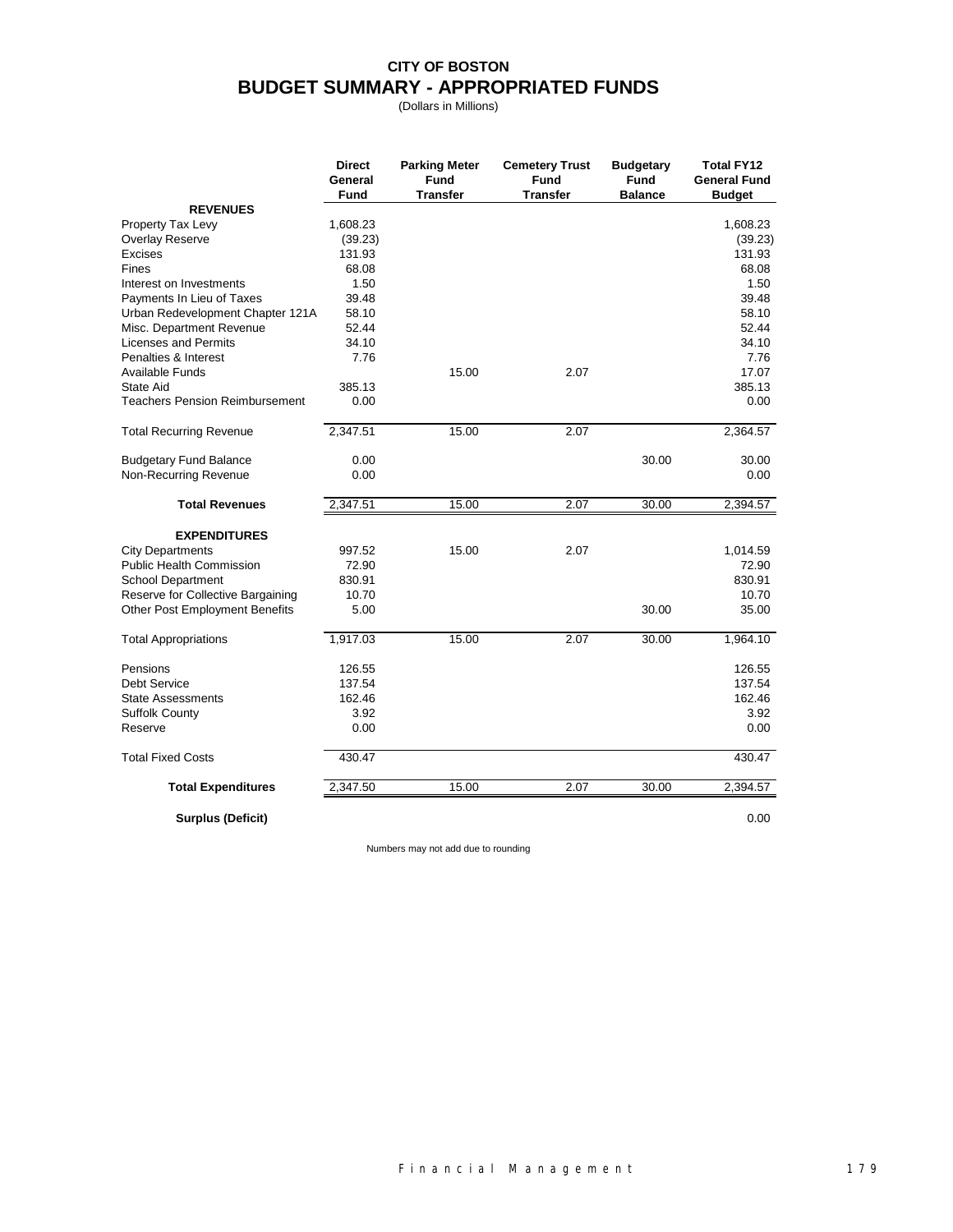# CITY OF BOSTON

## BUDGET SUMMARY - APPROPRIATED FUNDS

(Dollars in Millions)

| | Direct General Fund | Parking Meter Fund Transfer | Cemetery Trust Fund Transfer | Budgetary Fund Balance | Total FY12 General Fund Budget |
|---|---|---|---|---|---|
| **REVENUES** | | | | | |
| Property Tax Levy | 1,608.23 | | | | 1,608.23 |
| Overlay Reserve | (39.23) | | | | (39.23) |
| Excises | 131.93 | | | | 131.93 |
| Fines | 68.08 | | | | 68.08 |
| Interest on Investments | 1.50 | | | | 1.50 |
| Payments In Lieu of Taxes | 39.48 | | | | 39.48 |
| Urban Redevelopment Chapter 121A | 58.10 | | | | 58.10 |
| Misc. Department Revenue | 52.44 | | | | 52.44 |
| Licenses and Permits | 34.10 | | | | 34.10 |
| Penalties & Interest | 7.76 | | | | 7.76 |
| Available Funds | | 15.00 | 2.07 | | 17.07 |
| State Aid | 385.13 | | | | 385.13 |
| Teachers Pension Reimbursement | 0.00 | | | | 0.00 |
| Total Recurring Revenue | 2,347.51 | 15.00 | 2.07 | | 2,364.57 |
| Budgetary Fund Balance | 0.00 | | | 30.00 | 30.00 |
| Non-Recurring Revenue | 0.00 | | | | 0.00 |
| **Total Revenues** | 2,347.51 | 15.00 | 2.07 | 30.00 | 2,394.57 |
| **EXPENDITURES** | | | | | |
| City Departments | 997.52 | 15.00 | 2.07 | | 1,014.59 |
| Public Health Commission | 72.90 | | | | 72.90 |
| School Department | 830.91 | | | | 830.91 |
| Reserve for Collective Bargaining | 10.70 | | | | 10.70 |
| Other Post Employment Benefits | 5.00 | | | 30.00 | 35.00 |
| Total Appropriations | 1,917.03 | 15.00 | 2.07 | 30.00 | 1,964.10 |
| Pensions | 126.55 | | | | 126.55 |
| Debt Service | 137.54 | | | | 137.54 |
| State Assessments | 162.46 | | | | 162.46 |
| Suffolk County | 3.92 | | | | 3.92 |
| Reserve | 0.00 | | | | 0.00 |
| Total Fixed Costs | 430.47 | | | | 430.47 |
| **Total Expenditures** | 2,347.50 | 15.00 | 2.07 | 30.00 | 2,394.57 |
| **Surplus (Deficit)** | | | | | 0.00 |

Numbers may not add due to rounding